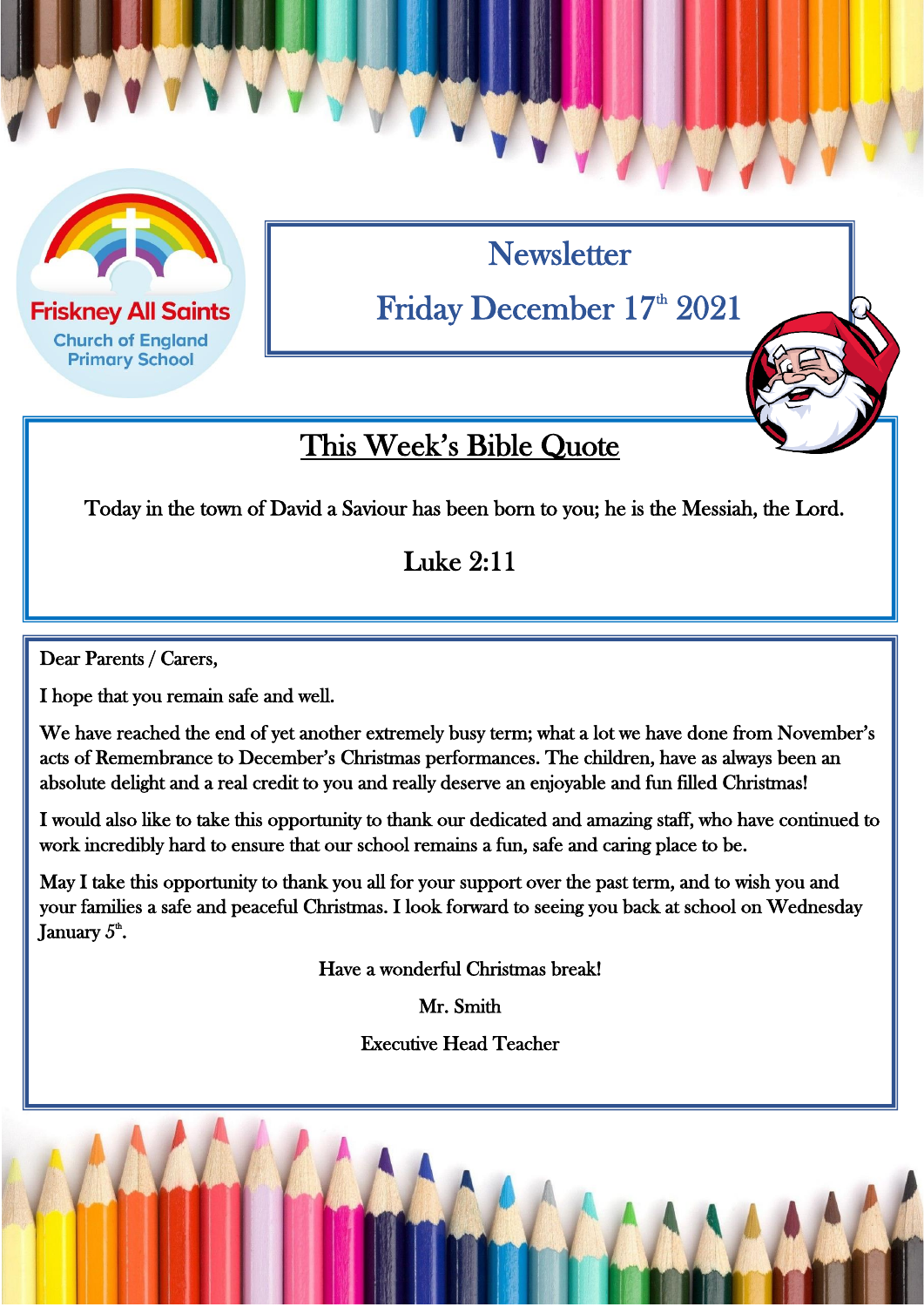Friskney All Saints
Church of England
Primary School

# Newsletter

## Friday December 17th 2021

## This Week's Bible Quote

Today in the town of David a Saviour has been born to you; he is the Messiah, the Lord.

**Luke 2:11**

Dear Parents / Carers,

I hope that you remain safe and well.

We have reached the end of yet another extremely busy term; what a lot we have done from November's acts of Remembrance to December's Christmas performances. The children, have as always been an absolute delight and a real credit to you and really deserve an enjoyable and fun filled Christmas!

I would also like to take this opportunity to thank our dedicated and amazing staff, who have continued to work incredibly hard to ensure that our school remains a fun, safe and caring place to be.

May I take this opportunity to thank you all for your support over the past term, and to wish you and your families a safe and peaceful Christmas. I look forward to seeing you back at school on Wednesday January 5th.

Have a wonderful Christmas break!

Mr. Smith

Executive Head Teacher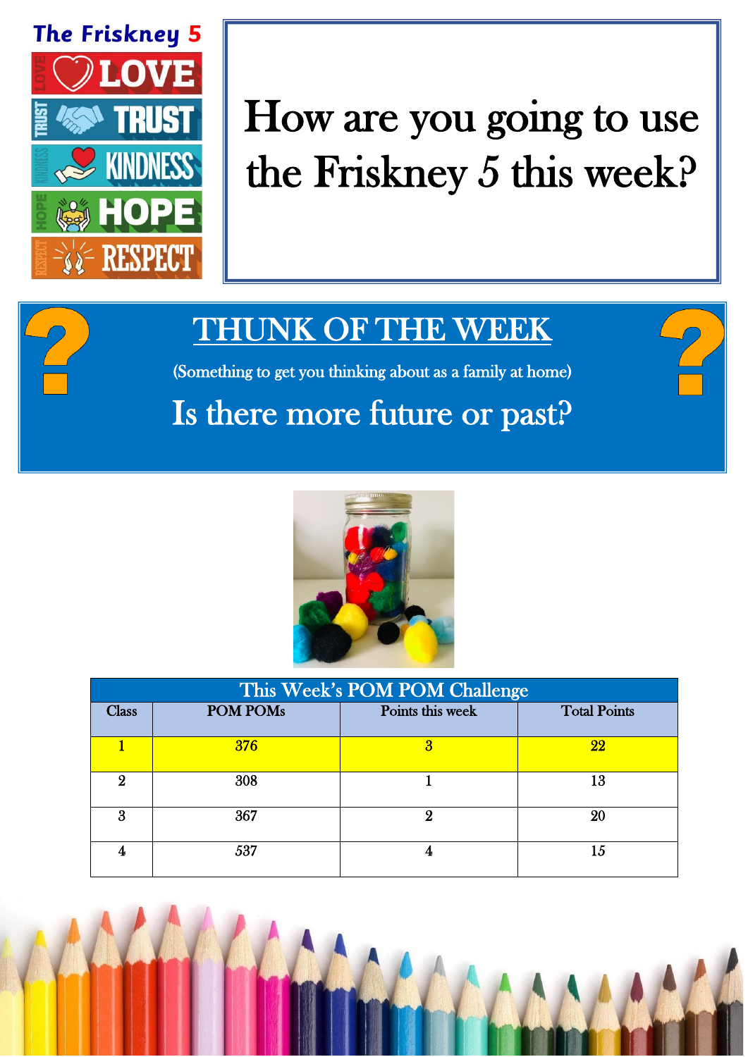**The Friskney 5**

- LOVE
- TRUST
- KINDNESS
- HOPE
- RESPECT

# How are you going to use the Friskney 5 this week?

## THUNK OF THE WEEK

(Something to get you thinking about as a family at home)

Is there more future or past?

| This Week's POM POM Challenge | | | |
|---|---|---|---|
| Class | POM POMs | Points this week | Total Points |
| 1 | 376 | 3 | 22 |
| 2 | 308 | 1 | 13 |
| 3 | 367 | 2 | 20 |
| 4 | 537 | 4 | 15 |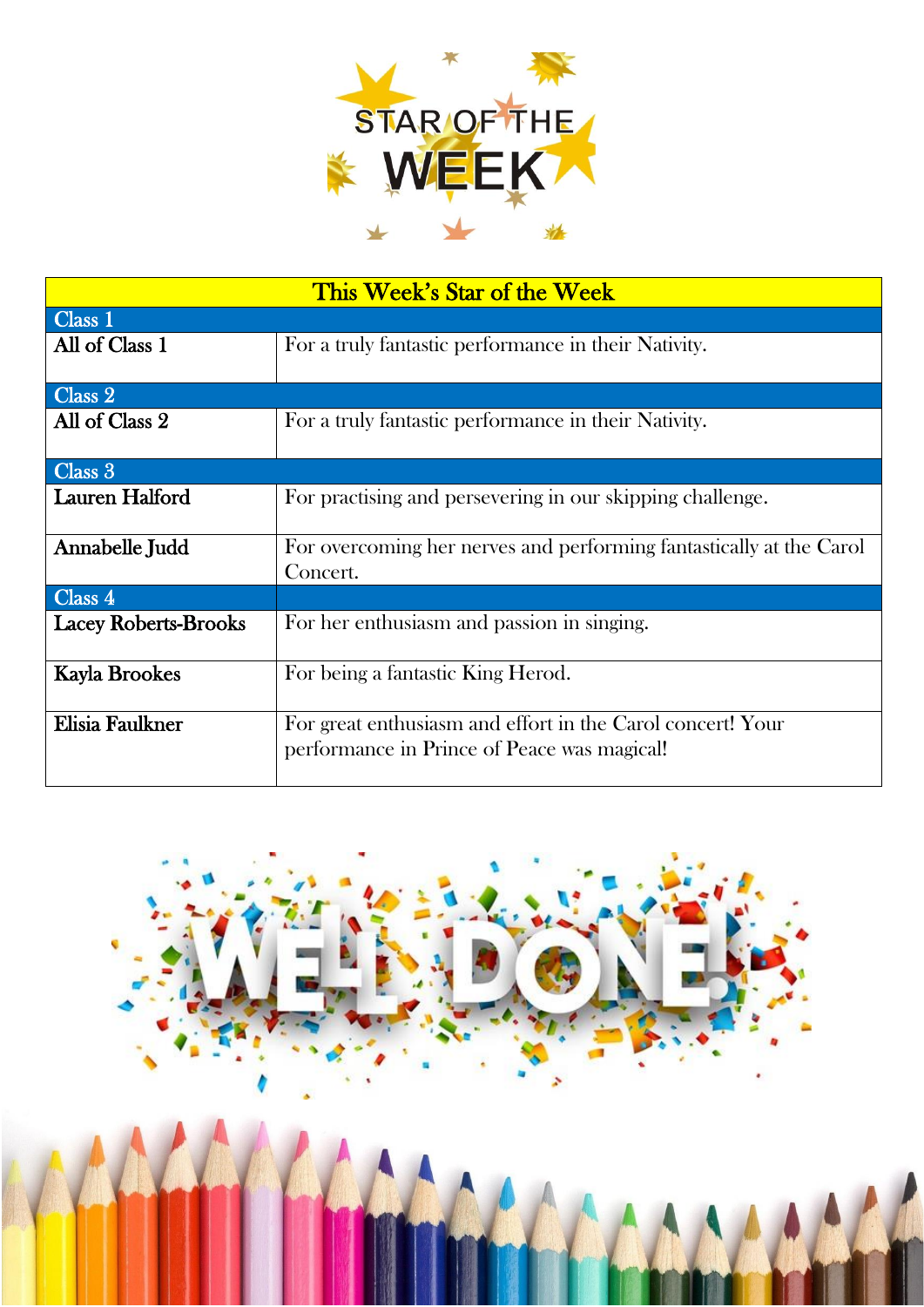# STAR OF THE WEEK

| This Week's Star of the Week | |
|---|---|
| **Class 1** | |
| **All of Class 1** | For a truly fantastic performance in their Nativity. |
| **Class 2** | |
| **All of Class 2** | For a truly fantastic performance in their Nativity. |
| **Class 3** | |
| **Lauren Halford** | For practising and persevering in our skipping challenge. |
| **Annabelle Judd** | For overcoming her nerves and performing fantastically at the Carol Concert. |
| **Class 4** | |
| **Lacey Roberts-Brooks** | For her enthusiasm and passion in singing. |
| **Kayla Brookes** | For being a fantastic King Herod. |
| **Elisia Faulkner** | For great enthusiasm and effort in the Carol concert! Your performance in Prince of Peace was magical! |

WELL DONE!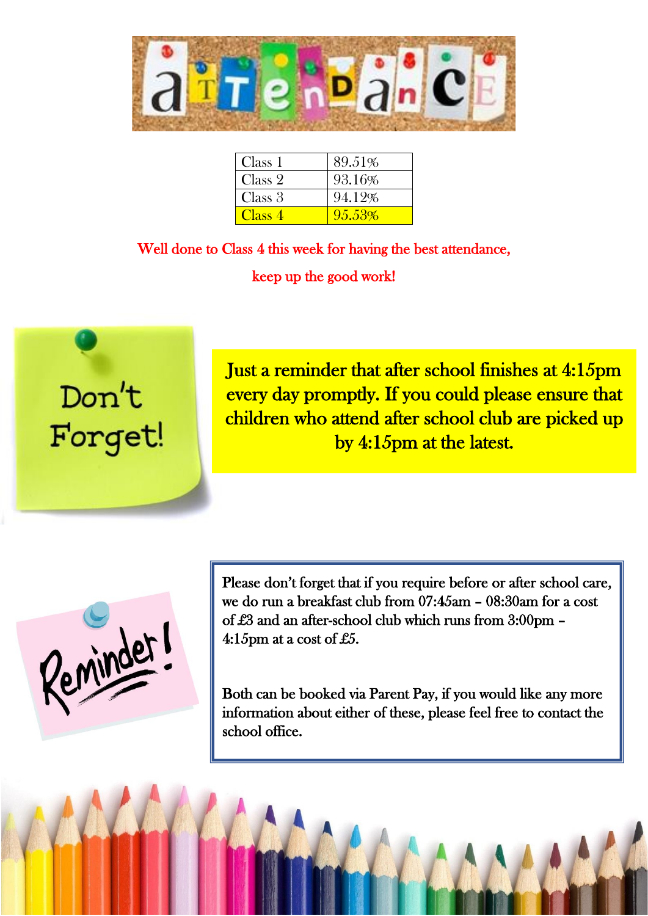# Attendance

| Class | Attendance |
|---|---|
| Class 1 | 89.51% |
| Class 2 | 93.16% |
| Class 3 | 94.12% |
| Class 4 | 95.53% |

Well done to Class 4 this week for having the best attendance, keep up the good work!

## Don't Forget!

Just a reminder that after school finishes at 4:15pm every day promptly. If you could please ensure that children who attend after school club are picked up by 4:15pm at the latest.

## Reminder!

Please don't forget that if you require before or after school care, we do run a breakfast club from 07:45am – 08:30am for a cost of £3 and an after-school club which runs from 3:00pm – 4:15pm at a cost of £5.

Both can be booked via Parent Pay, if you would like any more information about either of these, please feel free to contact the school office.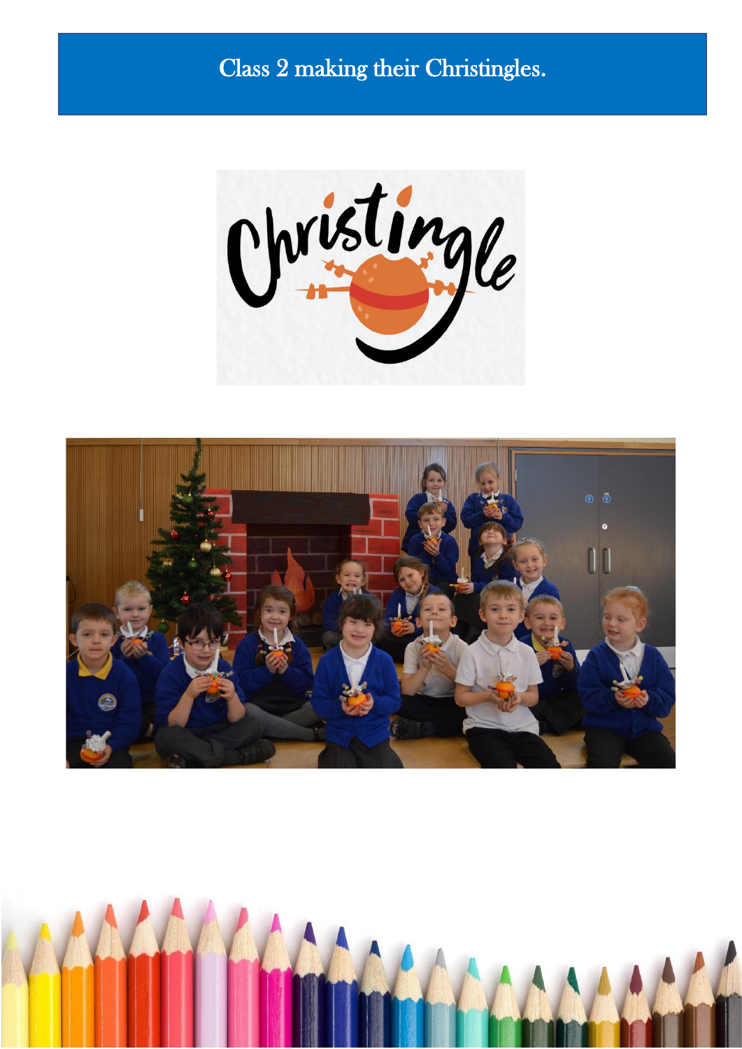Class 2 making their Christingles.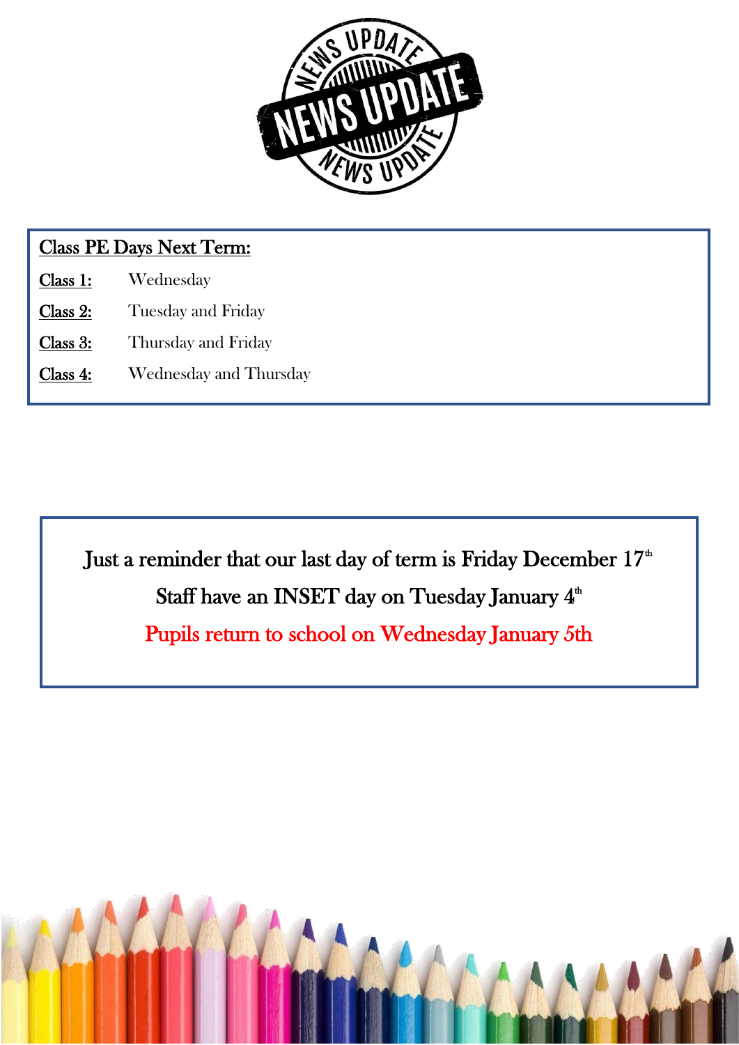**Class PE Days Next Term:**

**Class 1:** Wednesday

**Class 2:** Tuesday and Friday

**Class 3:** Thursday and Friday

**Class 4:** Wednesday and Thursday

Just a reminder that our last day of term is Friday December 17th

Staff have an INSET day on Tuesday January 4th

Pupils return to school on Wednesday January 5th